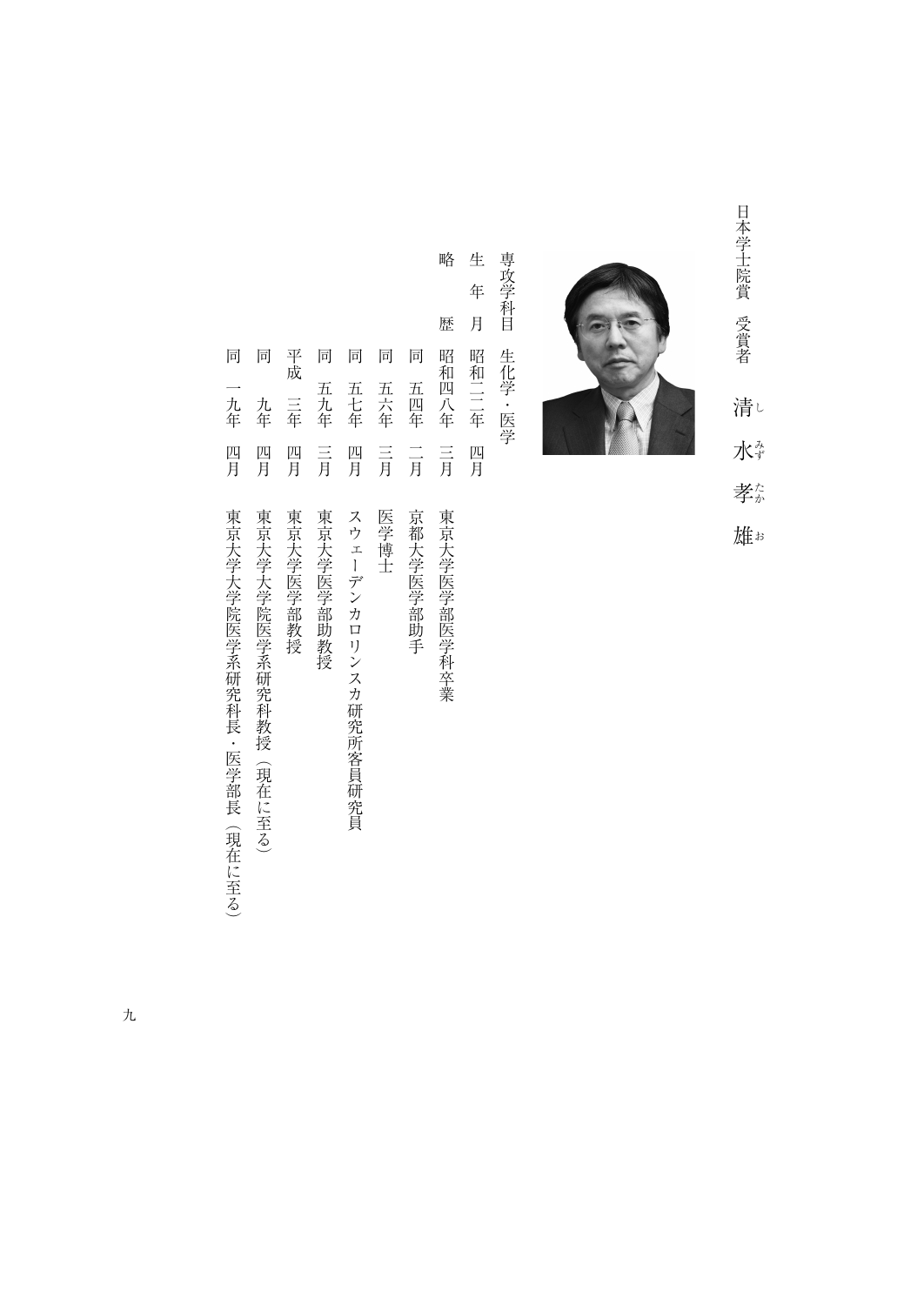日本学士院賞　受賞者

# 清水孝雄

専攻学科目　生化学・医学

生　年　月　昭和二二年　四月

略　　　歴

| | |
|---|---|
| 昭和四八年　三月 | 東京大学医学部医学科卒業 |
| 同　五四年　二月 | 京都大学医学部助手 |
| 同　五六年　三月 | 医学博士 |
| 同　五七年　四月 | スウェーデンカロリンスカ研究所客員研究員 |
| 同　五九年　三月 | 東京大学医学部助教授 |
| 平成　三年　四月 | 東京大学医学部教授 |
| 同　　九年　四月 | 東京大学大学院医学系研究科教授（現在に至る） |
| 同　一九年　四月 | 東京大学大学院医学系研究科長・医学部長（現在に至る） |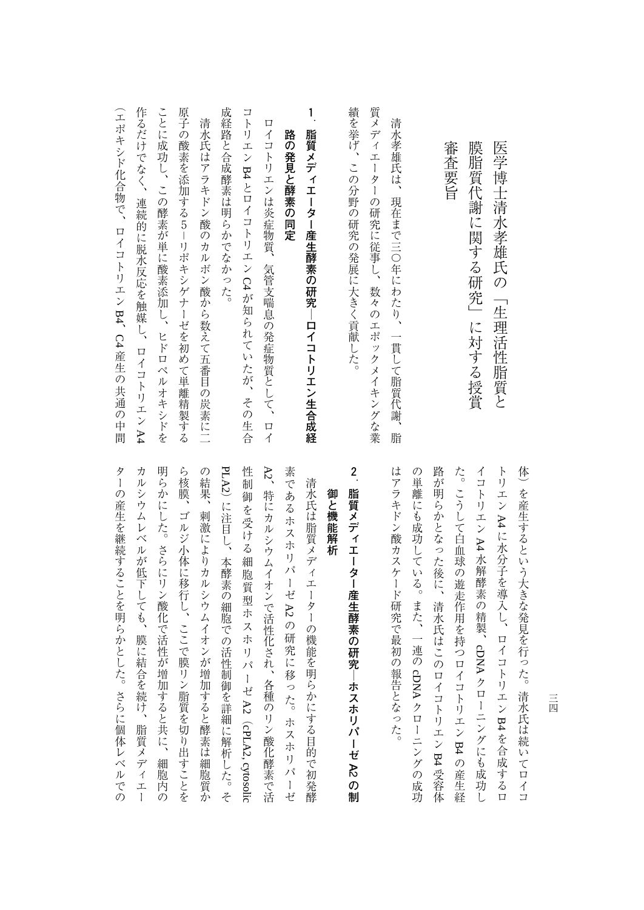# 医学博士清水孝雄氏の「生理活性脂質と膜脂質代謝に関する研究」に対する授賞審査要旨

清水孝雄氏は、現在まで三〇年にわたり、一貫して脂質代謝、脂質メディエーターの研究に従事し、数々のエポックメイキングな業績を挙げ、この分野の研究の発展に大きく貢献した。

## 1. 脂質メディエーター産生酵素の研究―ロイコトリエン生合成経路の発見と酵素の同定

ロイコトリエンは炎症物質、気管支喘息の発症物質として、ロイコトリエンB4とロイコトリエンC4が知られていたが、その生合成経路と合成酵素は明らかでなかった。

清水氏はアラキドン酸のカルボン酸から数えて五番目の炭素に二原子の酸素を添加する5―リポキシゲナーゼを初めて単離精製することに成功し、この酵素が単に酸素添加し、ヒドロペルオキシドを作るだけでなく、連続的に脱水反応を触媒し、ロイコトリエンA4（エポキシド化合物で、ロイコトリエンB4、C4産生の共通の中間体）を産生するという大きな発見を行った。清水氏は続いてロイコトリエンA4に水分子を導入し、ロイコトリエンB4を合成するロイコトリエンA4水解酵素の精製、cDNAクローニングにも成功した。こうして白血球の遊走作用を持つロイコトリエンB4の産生経路が明らかとなった後に、清水氏はこのロイコトリエンB4受容体の単離にも成功している。また、一連のcDNAクローニングの成功はアラキドン酸カスケード研究で最初の報告となった。

## 2. 脂質メディエーター産生酵素の研究―ホスホリパーゼA2の制御と機能解析

清水氏は脂質メディエーターの機能を明らかにする目的で初発酵素であるホスホリパーゼA2の研究に移った。ホスホリパーゼA2、特にカルシウムイオンで活性化され、各種のリン酸化酵素で活性制御を受ける細胞質型ホスホリパーゼA2（cPLA2, cytosolic PLA2）に注目し、本酵素の細胞での活性制御を詳細に解析した。その結果、刺激によりカルシウムイオンが増加すると酵素は細胞質から核膜、ゴルジ小体に移行し、ここで膜リン脂質を切り出すことを明らかにした。さらにリン酸化で活性が増加すると共に、細胞内のカルシウムレベルが低下しても、膜に結合を続け、脂質メディエーターの産生を継続することを明らかとした。さらに個体レベルでの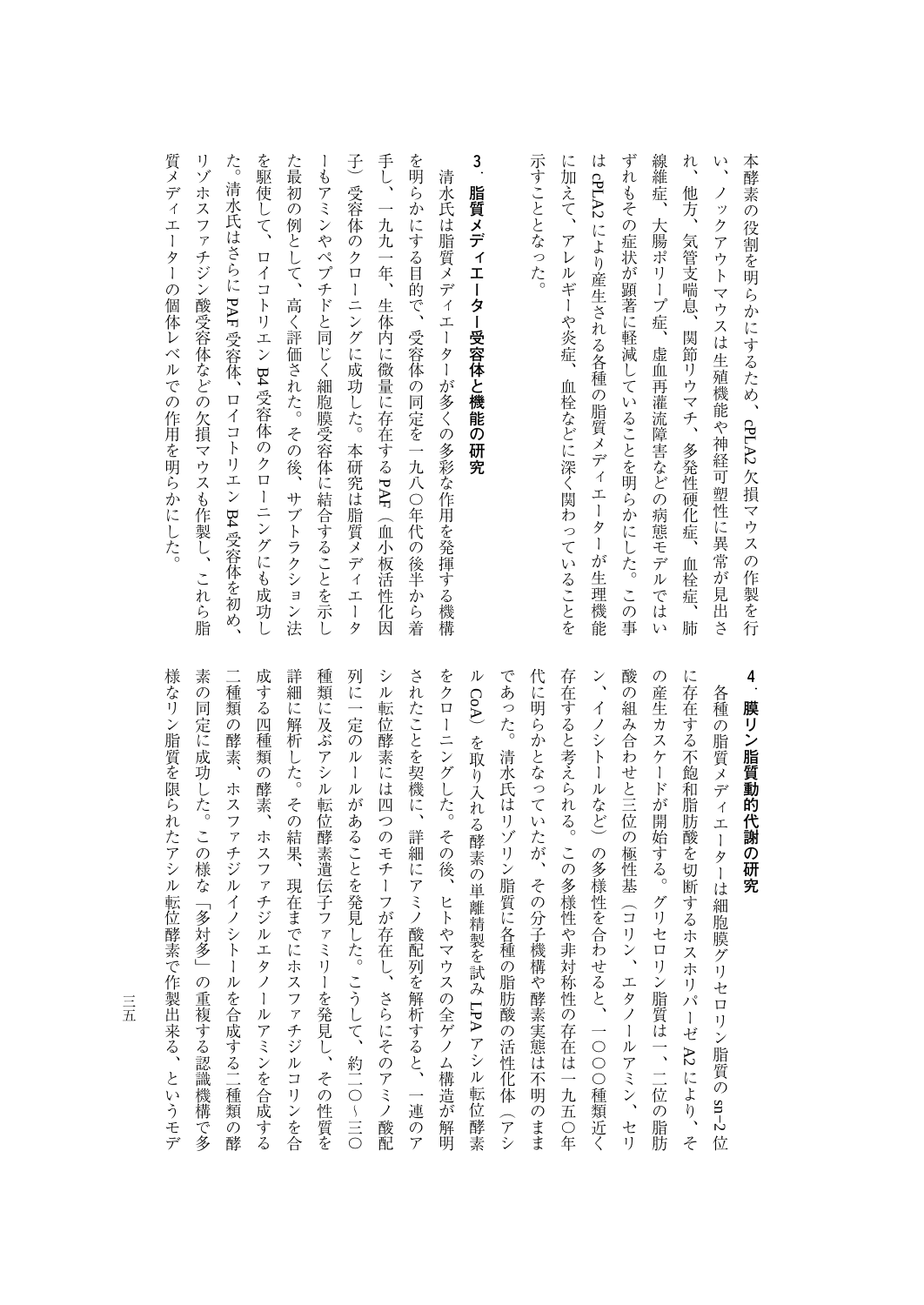本酵素の役割を明らかにするため、cPLA2欠損マウスの作製を行い、ノックアウトマウスは生殖機能や神経可塑性に異常が見出され、他方、気管支喘息、関節リウマチ、多発性硬化症、血栓症、肺線維症、大腸ポリープ症、虚血再灌流障害などの病態モデルではいずれもその症状が顕著に軽減していることを明らかにした。この事はcPLA2により産生される各種の脂質メディエーターが生理機能に加えて、アレルギーや炎症、血栓などに深く関わっていることを示すこととなった。

## 3．脂質メディエーター受容体と機能の研究

清水氏は脂質メディエーターが多くの多彩な作用を発揮する機構を明らかにする目的で、受容体の同定を一九八〇年代の後半から着手し、一九九一年、生体内に微量に存在するPAF（血小板活性化因子）受容体のクローニングに成功した。本研究は脂質メディエーターもアミンやペプチドと同じく細胞膜受容体に結合することを示した最初の例として、高く評価された。その後、サブトラクション法を駆使して、ロイコトリエンB4受容体のクローニングにも成功した。清水氏はさらにPAF受容体、ロイコトリエンB4受容体を初め、リゾホスファチジン酸受容体などの欠損マウスも作製し、これら脂質メディエーターの個体レベルでの作用を明らかにした。

## 4．膜リン脂質動的代謝の研究

各種の脂質メディエーターは細胞膜グリセロリン脂質のsn-2位に存在する不飽和脂肪酸を切断するホスホリパーゼA2により、その産生カスケードが開始する。グリセロリン脂質は一、二位の脂肪酸の組み合わせと三位の極性基（コリン、エタノールアミン、セリン、イノシトールなど）の多様性を合わせると、一〇〇〇種類近く存在すると考えられる。この多様性や非対称性の存在は一九五〇年代に明らかとなっていたが、その分子機構や酵素実態は不明のままであった。清水氏はリゾリン脂質に各種の脂肪酸の活性化体（アシルCoA）を取り入れる酵素の単離精製を試みLPAアシル転位酵素をクローニングした。その後、ヒトやマウスの全ゲノム構造が解明されたことを契機に、詳細にアミノ酸配列を解析すると、一連のアシル転位酵素には四つのモチーフが存在し、さらにそのアミノ酸配列に一定のルールがあることを発見した。こうして、約二〇～三〇種類に及ぶアシル転位酵素遺伝子ファミリーを発見し、その性質を詳細に解析した。その結果、現在までにホスファチジルコリンを合成する四種類の酵素、ホスファチジルエタノールアミンを合成する二種類の酵素、ホスファチジルイノシトールを合成する二種類の酵素の同定に成功した。この様な「多対多」の重複する認識機構で多様なリン脂質を限られたアシル転位酵素で作製出来る、というモデ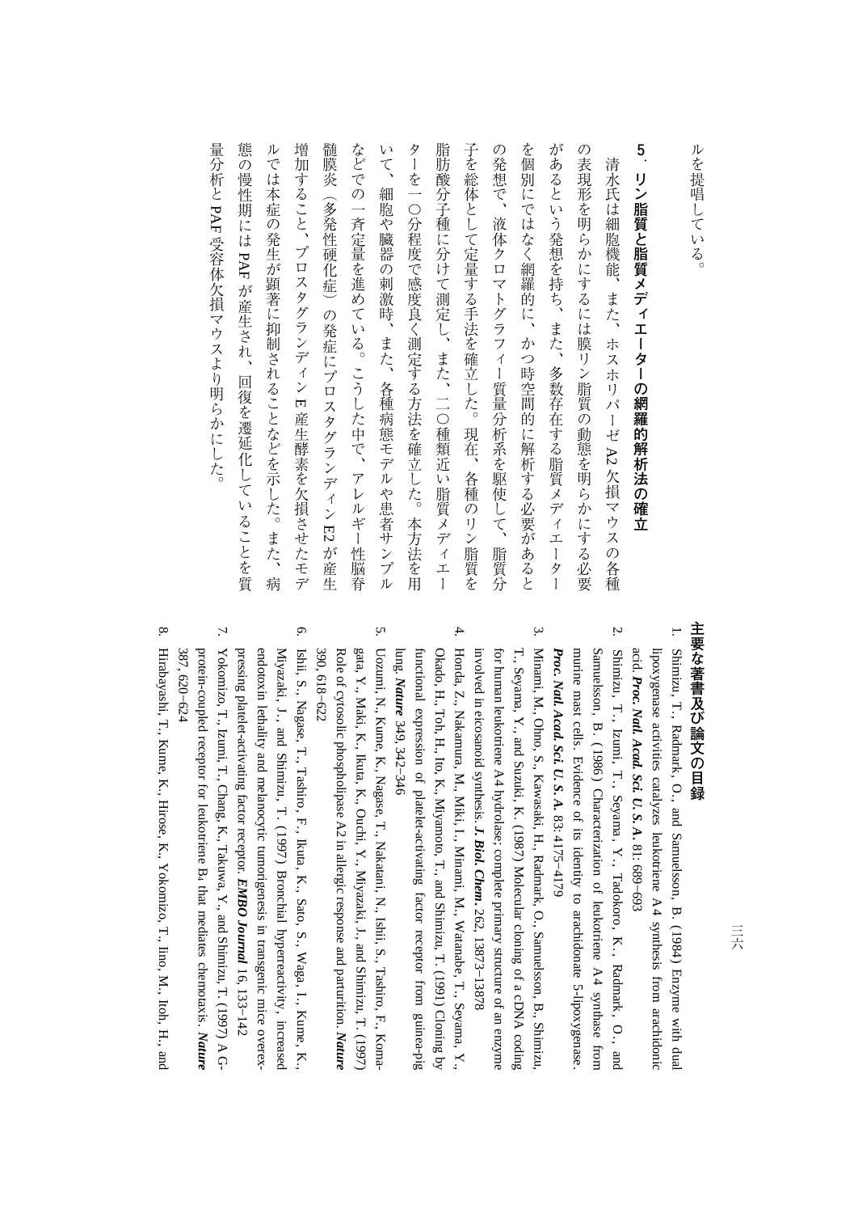ルを提唱している。

### 5．リン脂質と脂質メディエーターの網羅的解析法の確立

清水氏は細胞機能、また、ホスホリパーゼ A2 欠損マウスの各種の表現形を明らかにするには膜リン脂質の動態を明らかにする必要があるという発想を持ち、また、多数存在する脂質メディエーターを個別にではなく網羅的に、かつ時空間的に解析する必要があるとの発想で、液体クロマトグラフィー質量分析系を駆使して、脂質分子を総体として定量する手法を確立した。現在、各種のリン脂質を脂肪酸分子種に分けて測定し、また、二〇種類近い脂質メディエーターを一〇分程度で感度良く測定する方法を確立した。本方法を用いて、細胞や臓器の刺激時、また、各種病態モデルや患者サンプルなどでの一斉定量を進めている。こうした中で、アレルギー性脳脊髄膜炎（多発性硬化症）の発症にプロスタグランディン E2 が産生増加すること、プロスタグランディン E 産生酵素を欠損させたモデルでは本症の発生が顕著に抑制されることなどを示した。また、病態の慢性期には PAF が産生され、回復を遅延化していることを質量分析と PAF 受容体欠損マウスより明らかにした。

## 主要な著書及び論文の目録

1. Shimizu, T., Radmark, O., and Samuelsson, B. (1984) Enzyme with dual lipoxygenase activities catalyzes leukotriene A4 synthesis from arachidonic acid. ***Proc. Natl. Acad. Sci. U. S. A.*** 81: 689–693
2. Shimizu, T., Izumi, T., Seyama, Y., Tadokoro, K., Radmark, O., and Samuelsson, B. (1986) Characterization of leukotriene A4 synthase from murine mast cells. Evidence of its identity to arachidonate 5-lipoxygenase. ***Proc. Natl. Acad. Sci. U. S. A.*** 83: 4175–4179
3. Minami, M., Ohno, S., Kawasaki, H., Radmark, O., Samuelsson, B., Shimizu, T., Seyama, Y., and Suzuki, K. (1987) Molecular cloning of a cDNA coding for human leukotriene A4 hydrolase; complete primary structure of an enzyme involved in eicosanoid synthesis. ***J. Biol. Chem.*** 262, 13873–13878
4. Honda, Z., Nakamura, M., Miki, I., Minami, M., Watanabe, T., Seyama, Y., Okado, H., Toh, H., Ito, K., Miyamoto, T., and Shimizu, T. (1991) Cloning by functional expression of platelet-activating factor receptor from guinea-pig lung. ***Nature*** 349, 342–346
5. Uozumi, N., Kume, K., Nagase, T., Nakatani, N., Ishii, S., Tashiro, F., Komagata, Y., Maki, K., Ikuta, K., Ouchi, Y., Miyazaki, J., and Shimizu, T. (1997) Role of cytosolic phospholipase A2 in allergic response and parturition. ***Nature*** 390, 618–622
6. Ishii, S., Nagase, T., Tashiro, F., Ikuta, K., Sato, S., Waga, I., Kume, K., Miyazaki, J., and Shimizu, T. (1997) Bronchial hyperreactivity, increased endotoxin lethality and melanocytic tumorigenesis in transgenic mice overexpressing platelet-activating factor receptor. ***EMBO Journal*** 16, 133–142
7. Yokomizo, T., Izumi, T., Chang, K., Takuwa, Y., and Shimizu, T. (1997) A G-protein-coupled receptor for leukotriene B4 that mediates chemotaxis. ***Nature*** 387, 620–624
8. Hirabayashi, T., Kume, K., Hirose, K., Yokomizo, T., Iino, M., Itoh, H., and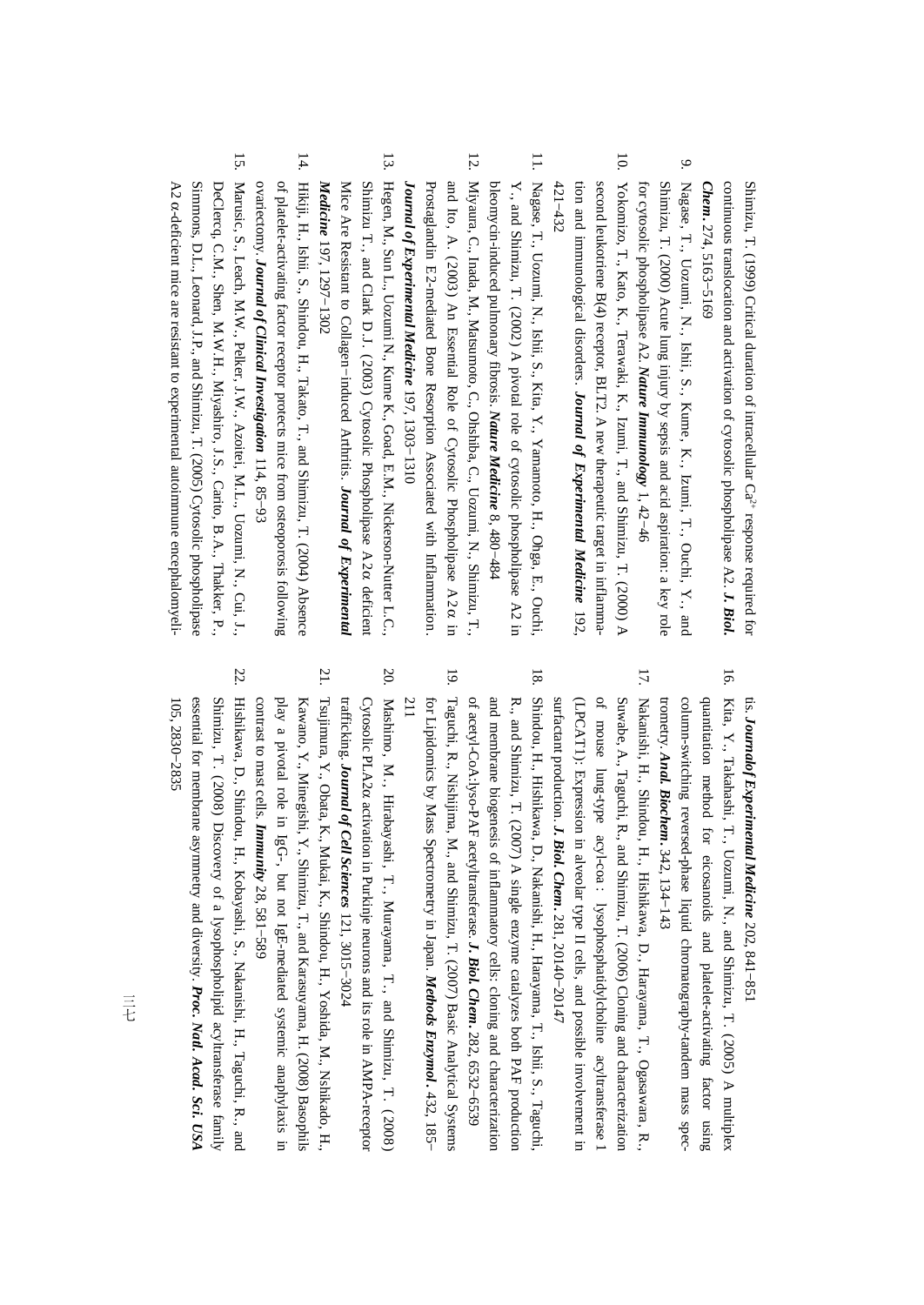Shimizu, T. (1999) Critical duration of intracellular $Ca^{2+}$ response required for continuous translocation and activation of cytosolic phospholipase A2. ***J. Biol. Chem.*** 274, 5163–5169

9. Nagase, T., Uozumi, N., Ishii, S., Kume, K., Izumi, T., Ouchi, Y., and Shimizu, T. (2000) Acute lung injury by sepsis and acid aspiration: a key role for cytosolic phospholipase A2. ***Nature Immunology*** 1, 42–46
10. Yokomizo, T., Kato, K., Terawaki, K., Izumi, T., and Shimizu, T. (2000) A second leukotriene B(4) receptor, BLT2. A new therapeutic target in inflammation and immunological disorders. ***Journal of Experimental Medicine*** 192, 421–432
11. Nagase, T., Uozumi, N., Ishii, S., Kita, Y., Yamamoto, H., Ohga, E., Ouchi, Y., and Shimizu, T. (2002) A pivotal role of cytosolic phospholipase A2 in bleomycin-induced pulmonary fibrosis. ***Nature Medicine*** 8, 480–484
12. Miyaura, C., Inada, M., Matsumoto, C., Ohshiba, C., Uozumi, N., Shimizu, T., and Ito, A. (2003) An Essential Role of Cytosolic Phospholipase A2$\alpha$ in Prostaglandin E2-mediated Bone Resorption Associated with Inflammation. ***Journal of Experimental Medicine*** 197, 1303–1310
13. Hegen, M., Sun L., Uozumi N., Kume K., Goad, E.M., Nickerson-Nutter L.C., Shimizu T., and Clark D.J. (2003) Cytosolic Phospholipase A2$\alpha$ deficient Mice Are Resistant to Collagen-induced Arthritis. ***Journal of Experimental Medicine*** 197, 1297–1302
14. Hikiji, H., Ishii, S., Shindou, H., Takato, T., and Shimizu, T. (2004) Absence of platelet-activating factor receptor protects mice from osteoporosis following ovariectomy. ***Journal of Clinical Investigation*** 114, 85–93
15. Marusic, S., Leach, M.W., Pelker, J.W., Azoitei, M.L., Uozumi, N., Cui, J., DeClercq, C.M., Shen, M.W.H., Miyashiro, J.S., Carito, B.A., Thakker, P., Simmons, D.L., Leonard, J.P., and Shimizu, T. (2005) Cytosolic phospholipase A2 $\alpha$-deficient mice are resistant to experimental autoimmune encephalomyelitis. ***Journal of Experimental Medicine*** 202, 841–851
16. Kita, Y., Takahashi, T., Uozumi, N., and Shimizu, T. (2005) A multiplex quantitation method for eicosanoids and platelet-activating factor using column-switching reversed-phase liquid chromatography-tandem mass spectrometry. ***Anal. Biochem.*** 342, 134–143
17. Nakanishi, H., Shindou, H., Hishikawa, D., Harayama, T., Ogasawara, R., Suwabe, A., Taguchi, R., and Shimizu, T. (2006) Cloning and characterization of mouse lung-type acyl-coa : lysophosphatidylcholine acyltransferase 1 (LPCAT1): Expression in alveolar type II cells, and possible involvement in surfactant production. ***J. Biol. Chem.*** 281, 20140–20147
18. Shindou, H., Hishikawa, D., Nakanishi, H., Harayama, T., Ishii, S., Taguchi, R., and Shimizu, T. (2007) A single enzyme catalyzes both PAF production and membrane biogenesis of inflammatory cells: cloning and characterization of acetyl-CoA:lyso-PAF acetyltransferase. ***J. Biol. Chem.*** 282, 6532–6539
19. Taguchi, R., Nishijima, M., and Shimizu, T. (2007) Basic Analytical Systems for Lipidomics by Mass Spectrometry in Japan. ***Methods Enzymol.*** 432, 185–211
20. Mashimo, M., Hirabayashi, T., Murayama, T., and Shimizu, T. (2008) Cytosolic PLA2$\alpha$ activation in Purkinje neurons and its role in AMPA-receptor trafficking. ***Journal of Cell Sciences*** 121, 3015–3024
21. Tsujimura, Y., Obata, K., Mukai, K., Shindou, H., Yoshida, M., Nishikado, H., Kawano, Y., Minegishi, Y., Shimizu, T., and Karasuyama, H. (2008) Basophils play a pivotal role in IgG-, but not IgE-mediated systemic anaphylaxis in contrast to mast cells. ***Immunity*** 28, 581–589
22. Hishikawa, D., Shindou, H., Kobayashi, S., Nakanishi, H., Taguchi, R., and Shimizu, T. (2008) Discovery of a lysophospholipid acyltransferase family essential for membrane asymmetry and diversity. ***Proc. Natl. Acad. Sci. USA*** 105, 2830–2835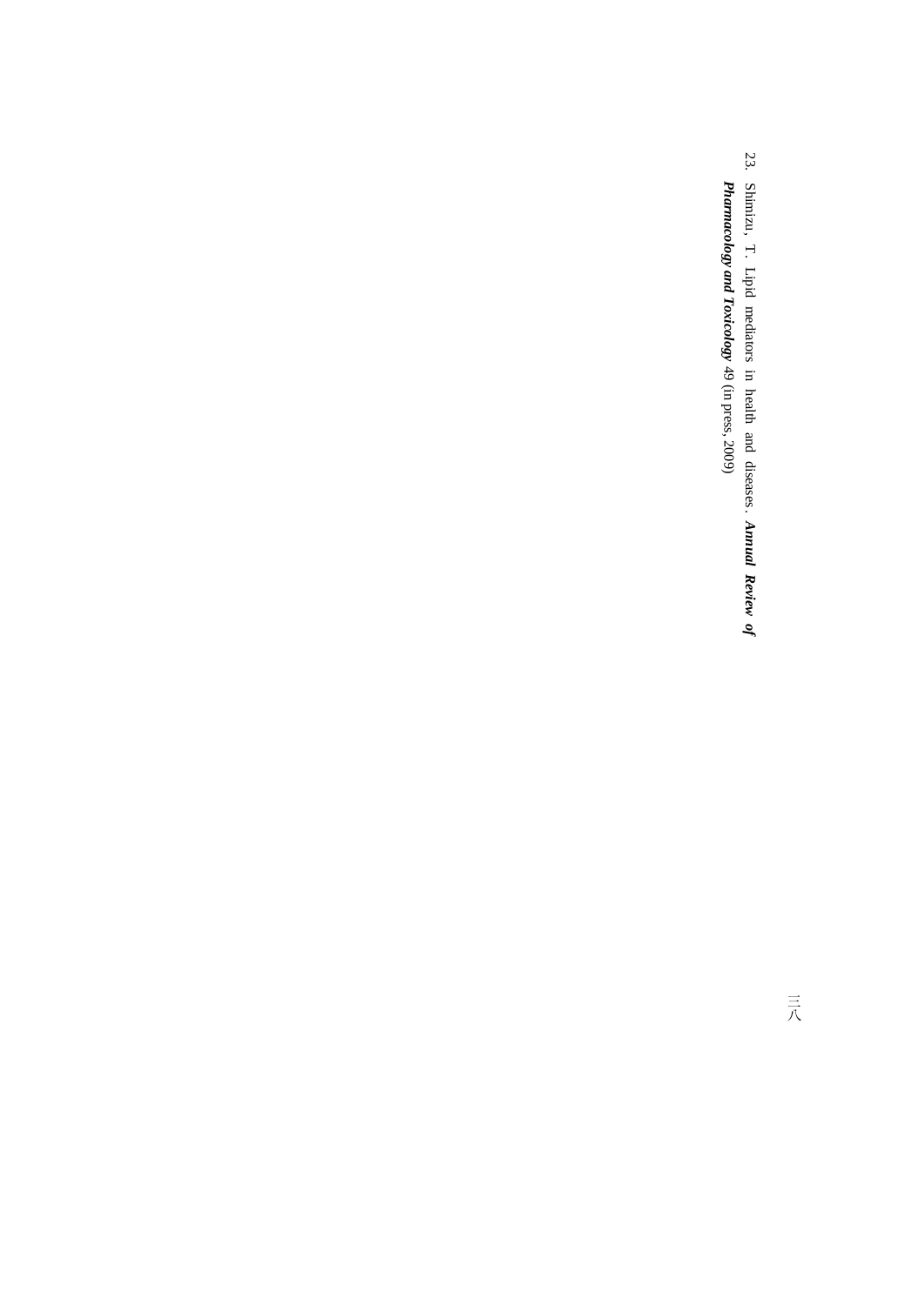23. Shimizu, T. Lipid mediators in health and diseases. ***Annual Review of Pharmacology and Toxicology*** 49 (in press, 2009)